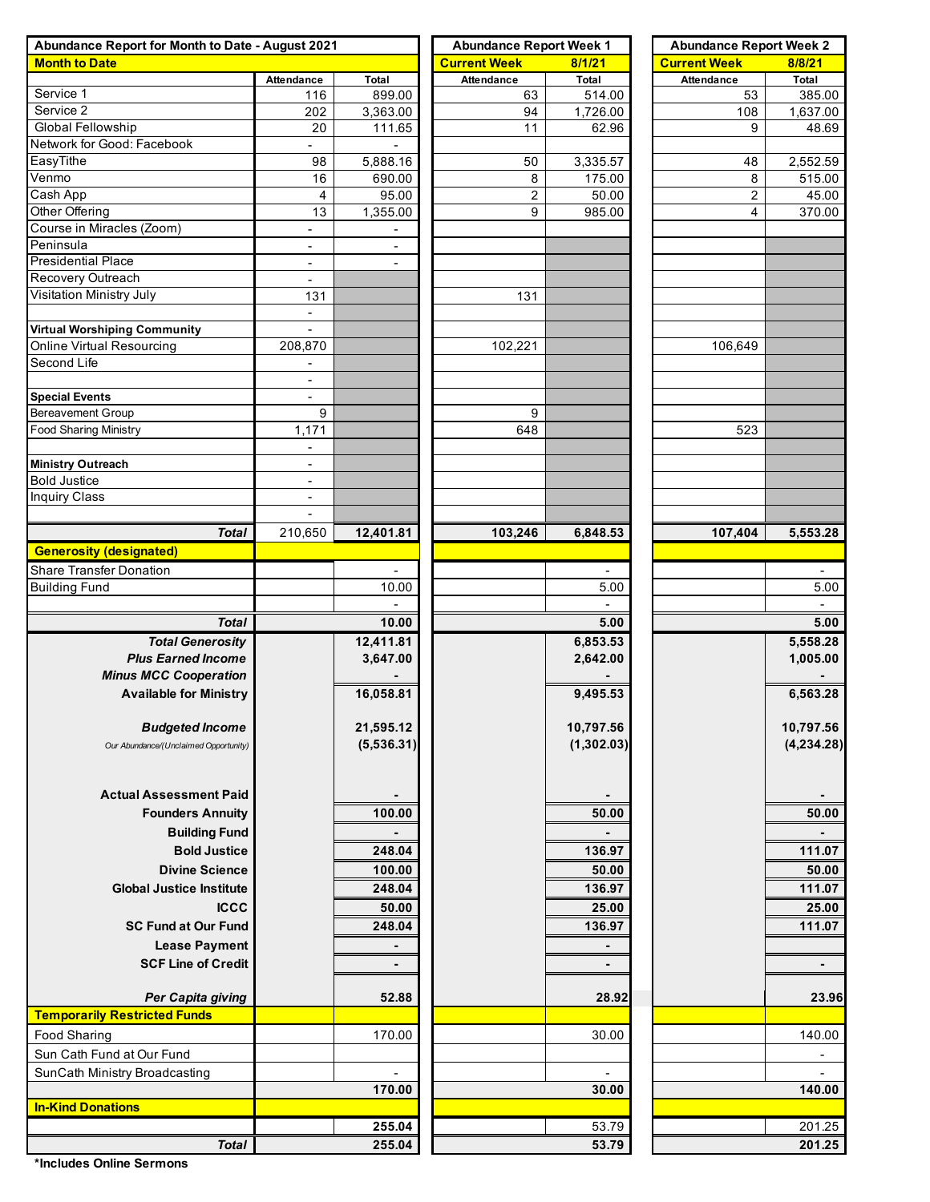| Abundance Report for Month to Date - August 2021 | | | Abundance Report Week 1 | | Abundance Report Week 2 | |
|---|---|---|---|---|---|---|
| **Month to Date** | | | **Current Week** | **8/1/21** | **Current Week** | **8/8/21** |
| | Attendance | Total | Attendance | Total | Attendance | Total |
| Service 1 | 116 | 899.00 | 63 | 514.00 | 53 | 385.00 |
| Service 2 | 202 | 3,363.00 | 94 | 1,726.00 | 108 | 1,637.00 |
| Global Fellowship | 20 | 111.65 | 11 | 62.96 | 9 | 48.69 |
| Network for Good: Facebook | - | - | | | | |
| EasyTithe | 98 | 5,888.16 | 50 | 3,335.57 | 48 | 2,552.59 |
| Venmo | 16 | 690.00 | 8 | 175.00 | 8 | 515.00 |
| Cash App | 4 | 95.00 | 2 | 50.00 | 2 | 45.00 |
| Other Offering | 13 | 1,355.00 | 9 | 985.00 | 4 | 370.00 |
| Course in Miracles (Zoom) | - | - | | | | |
| Peninsula | - | - | | | | |
| Presidential Place | - | - | | | | |
| Recovery Outreach | - | | | | | |
| Visitation Ministry July | 131 | | 131 | | | |
| | - | | | | | |
| **Virtual Worshiping Community** | - | | | | | |
| Online Virtual Resourcing | 208,870 | | 102,221 | | 106,649 | |
| Second Life | - | | | | | |
| | - | | | | | |
| **Special Events** | - | | | | | |
| Bereavement Group | 9 | | 9 | | | |
| Food Sharing Ministry | 1,171 | | 648 | | 523 | |
| | - | | | | | |
| **Ministry Outreach** | - | | | | | |
| Bold Justice | - | | | | | |
| Inquiry Class | - | | | | | |
| | - | | | | | |
| ***Total*** | 210,650 | **12,401.81** | **103,246** | **6,848.53** | **107,404** | **5,553.28** |
| **Generosity (designated)** | | | | | | |
| Share Transfer Donation | | - | | - | | - |
| Building Fund | | 10.00 | | 5.00 | | 5.00 |
| | | - | | - | | - |
| ***Total*** | | **10.00** | | **5.00** | | **5.00** |
| ***Total Generosity*** | | **12,411.81** | | **6,853.53** | | **5,558.28** |
| ***Plus Earned Income*** | | **3,647.00** | | **2,642.00** | | **1,005.00** |
| ***Minus MCC Cooperation*** | | **-** | | **-** | | **-** |
| **Available for Ministry** | | **16,058.81** | | **9,495.53** | | **6,563.28** |
| ***Budgeted Income*** | | **21,595.12** | | **10,797.56** | | **10,797.56** |
| *Our Abundance/(Unclaimed Opportunity)* | | **(5,536.31)** | | **(1,302.03)** | | **(4,234.28)** |
| **Actual Assessment Paid** | | **-** | | **-** | | **-** |
| **Founders Annuity** | | **100.00** | | **50.00** | | **50.00** |
| **Building Fund** | | **-** | | **-** | | **-** |
| **Bold Justice** | | **248.04** | | **136.97** | | **111.07** |
| **Divine Science** | | **100.00** | | **50.00** | | **50.00** |
| **Global Justice Institute** | | **248.04** | | **136.97** | | **111.07** |
| **ICCC** | | **50.00** | | **25.00** | | **25.00** |
| **SC Fund at Our Fund** | | **248.04** | | **136.97** | | **111.07** |
| **Lease Payment** | | **-** | | **-** | | |
| **SCF Line of Credit** | | **-** | | **-** | | **-** |
| ***Per Capita giving*** | | **52.88** | | **28.92** | | **23.96** |
| **Temporarily Restricted Funds** | | | | | | |
| Food Sharing | | 170.00 | | 30.00 | | 140.00 |
| Sun Cath Fund at Our Fund | | | | | | - |
| SunCath Ministry Broadcasting | | - | | - | | - |
| | | **170.00** | | **30.00** | | **140.00** |
| **In-Kind Donations** | | | | | | |
| | | **255.04** | | 53.79 | | 201.25 |
| ***Total*** | | **255.04** | | **53.79** | | **201.25** |

**\*Includes Online Sermons**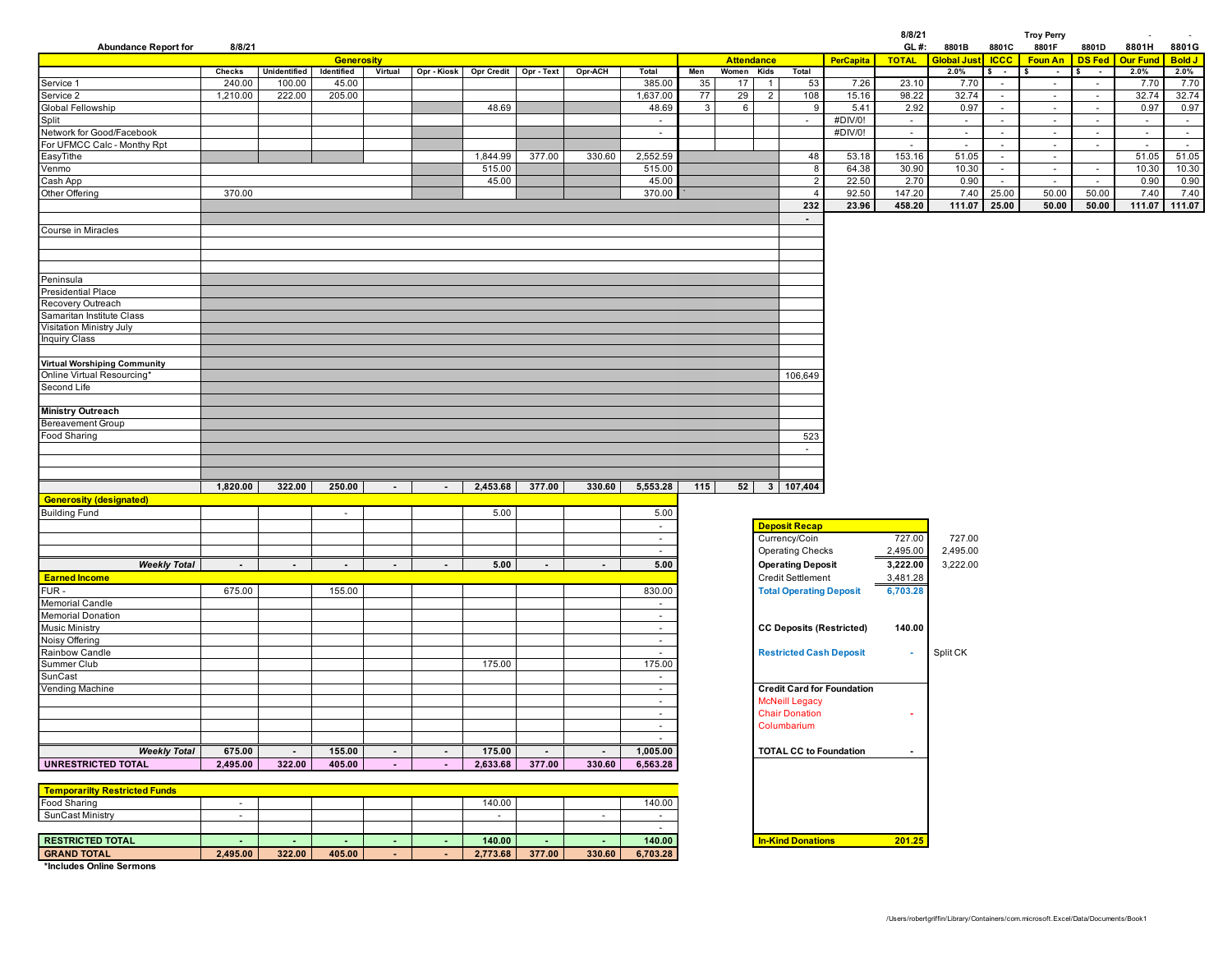**Abundance Report for** 8/8/21

| | Generosity | | | | | | | | | Attendance | | | | PerCapita | 8/8/21 GL #: TOTAL | 8801B Global Just | 8801C ICCC | Troy Perry 8801F Foun An | 8801D DS Fed | - 8801H Our Fund | - 8801G Bold J |
|---|---|---|---|---|---|---|---|---|---|---|---|---|---|---|---|---|---|---|---|---|---|
| | Checks | Unidentified | Identified | Virtual | Opr - Kiosk | Opr Credit | Opr - Text | Opr-ACH | Total | Men | Women | Kids | Total | | | 2.0% | $ - | $ - | $ - | 2.0% | 2.0% |
| Service 1 | 240.00 | 100.00 | 45.00 | | | | | | 385.00 | 35 | 17 | 1 | 53 | 7.26 | 23.10 | 7.70 | - | - | - | 7.70 | 7.70 |
| Service 2 | 1,210.00 | 222.00 | 205.00 | | | | | | 1,637.00 | 77 | 29 | 2 | 108 | 15.16 | 98.22 | 32.74 | - | - | - | 32.74 | 32.74 |
| Global Fellowship | | | | | | 48.69 | | | 48.69 | 3 | 6 | | 9 | 5.41 | 2.92 | 0.97 | - | - | - | 0.97 | 0.97 |
| Split | | | | | | | | | - | | | | - | #DIV/0! | - | - | - | - | - | - | - |
| Network for Good/Facebook | | | | | | | | | - | | | | | #DIV/0! | - | - | - | - | - | - | - |
| For UFMCC Calc - Monthy Rpt | | | | | | | | | | | | | | | - | - | - | - | - | - | - |
| EasyTithe | | | | | | 1,844.99 | 377.00 | 330.60 | 2,552.59 | | | | 48 | 53.18 | 153.16 | 51.05 | - | - | | 51.05 | 51.05 |
| Venmo | | | | | | 515.00 | | | 515.00 | | | | 8 | 64.38 | 30.90 | 10.30 | - | - | - | 10.30 | 10.30 |
| Cash App | | | | | | 45.00 | | | 45.00 | | | | 2 | 22.50 | 2.70 | 0.90 | - | - | - | 0.90 | 0.90 |
| Other Offering | 370.00 | | | | | | | | 370.00 | | | | 4 | 92.50 | 147.20 | 7.40 | 25.00 | 50.00 | 50.00 | 7.40 | 7.40 |
| | | | | | | | | | | | | | 232 | 23.96 | 458.20 | 111.07 | 25.00 | 50.00 | 50.00 | 111.07 | 111.07 |
| | | | | | | | | | | | | | - | | | | | | | | |
| Course in Miracles | | | | | | | | | | | | | | | | | | | | | |
| Peninsula | | | | | | | | | | | | | | | | | | | | | |
| Presidential Place | | | | | | | | | | | | | | | | | | | | | |
| Recovery Outreach | | | | | | | | | | | | | | | | | | | | | |
| Samaritan Institute Class | | | | | | | | | | | | | | | | | | | | | |
| Visitation Ministry July | | | | | | | | | | | | | | | | | | | | | |
| Inquiry Class | | | | | | | | | | | | | | | | | | | | | |
| **Virtual Worshiping Community** | | | | | | | | | | | | | | | | | | | | | |
| Online Virtual Resourcing* | | | | | | | | | | | | | 106,649 | | | | | | | | |
| Second Life | | | | | | | | | | | | | | | | | | | | | |
| **Ministry Outreach** | | | | | | | | | | | | | | | | | | | | | |
| Bereavement Group | | | | | | | | | | | | | | | | | | | | | |
| Food Sharing | | | | | | | | | | | | | 523 | | | | | | | | |
| | | | | | | | | | | | | | - | | | | | | | | |
| | **1,820.00** | **322.00** | **250.00** | **-** | **-** | **2,453.68** | **377.00** | **330.60** | **5,553.28** | **115** | **52** | **3** | **107,404** | | | | | | | | |

| Generosity (designated) | Checks | Unidentified | Identified | Virtual | Opr - Kiosk | Opr Credit | Opr - Text | Opr-ACH | Total |
|---|---|---|---|---|---|---|---|---|---|
| Building Fund | | | - | | | 5.00 | | | 5.00 |
| | | | | | | | | | - |
| | | | | | | | | | - |
| | | | | | | | | | - |
| ***Weekly Total*** | **-** | **-** | **-** | **-** | **-** | **5.00** | **-** | **-** | **5.00** |
| **Earned Income** | | | | | | | | | |
| FUR - | 675.00 | | 155.00 | | | | | | 830.00 |
| Memorial Candle | | | | | | | | | - |
| Memorial Donation | | | | | | | | | - |
| Music Ministry | | | | | | | | | - |
| Noisy Offering | | | | | | | | | - |
| Rainbow Candle | | | | | | | | | - |
| Summer Club | | | | | | 175.00 | | | 175.00 |
| SunCast | | | | | | | | | - |
| Vending Machine | | | | | | | | | - |
| | | | | | | | | | - |
| | | | | | | | | | - |
| | | | | | | | | | - |
| | | | | | | | | | - |
| ***Weekly Total*** | **675.00** | **-** | **155.00** | **-** | **-** | **175.00** | **-** | **-** | **1,005.00** |
| **UNRESTRICTED TOTAL** | **2,495.00** | **322.00** | **405.00** | **-** | **-** | **2,633.68** | **377.00** | **330.60** | **6,563.28** |
| **Temporarilty Restricted Funds** | | | | | | | | | |
| Food Sharing | - | | | | | 140.00 | | | 140.00 |
| SunCast Ministry | - | | | | | - | | - | - |
| | | | | | | | | | - |
| **RESTRICTED TOTAL** | **-** | **-** | **-** | **-** | **-** | **140.00** | **-** | **-** | **140.00** |
| **GRAND TOTAL** | **2,495.00** | **322.00** | **405.00** | **-** | **-** | **2,773.68** | **377.00** | **330.60** | **6,703.28** |

**\*Includes Online Sermons**

| Deposit Recap | | |
|---|---|---|
| Currency/Coin | 727.00 | 727.00 |
| Operating Checks | 2,495.00 | 2,495.00 |
| **Operating Deposit** | **3,222.00** | 3,222.00 |
| Credit Settlement | 3,481.28 | |
| **Total Operating Deposit** | **6,703.28** | |
| **CC Deposits (Restricted)** | **140.00** | |
| **Restricted Cash Deposit** | - | Split CK |
| **Credit Card for Foundation** | | |
| McNeill Legacy | | |
| Chair Donation | - | |
| Columbarium | | |
| **TOTAL CC to Foundation** | **-** | |
| **In-Kind Donations** | **201.25** | |